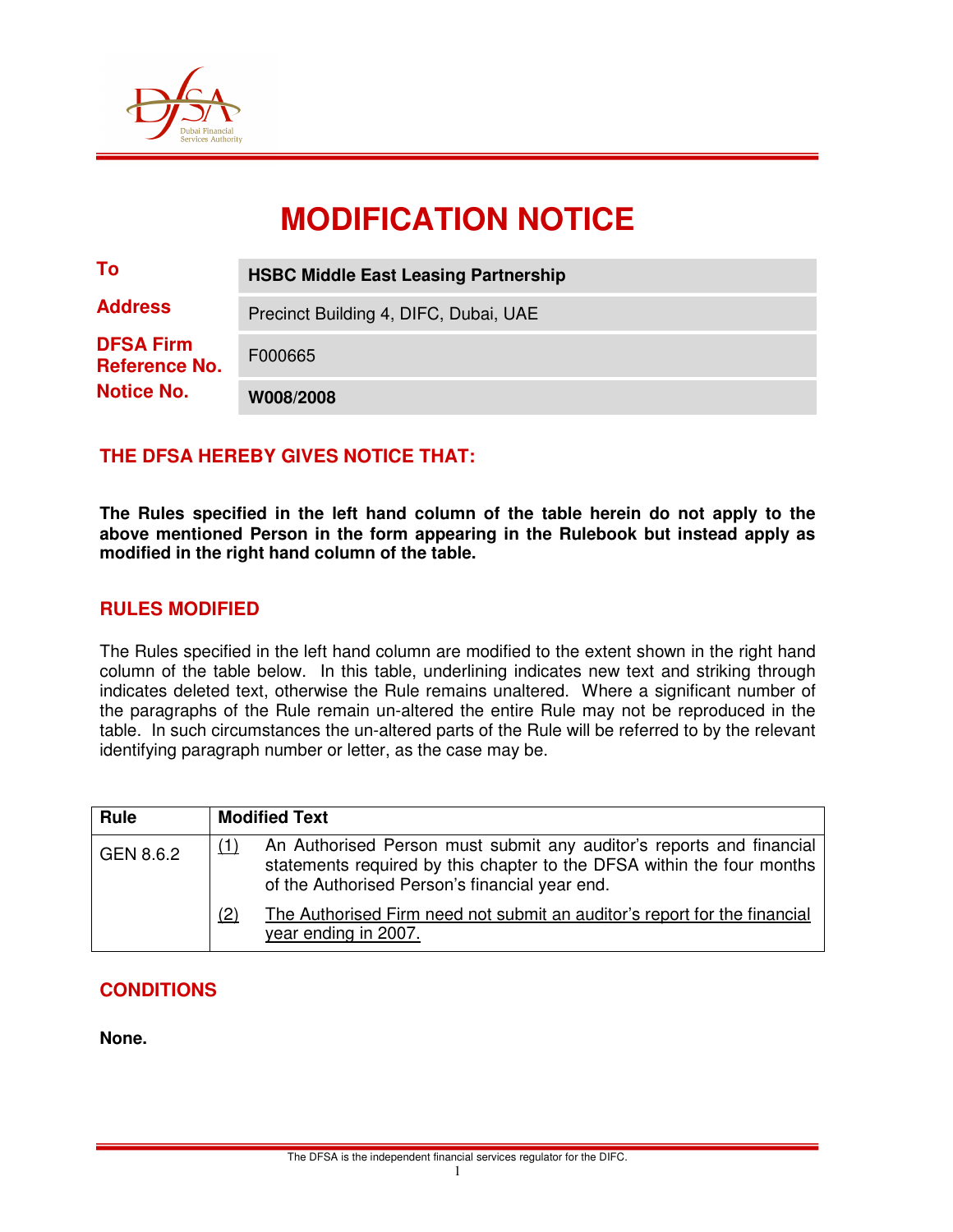# MODIFICATION NOTICE

| | |
|---|---|
| **To** | **HSBC Middle East Leasing Partnership** |
| **Address** | Precinct Building 4, DIFC, Dubai, UAE |
| **DFSA Firm Reference No.** | F000665 |
| **Notice No.** | **W008/2008** |

## THE DFSA HEREBY GIVES NOTICE THAT:

**The Rules specified in the left hand column of the table herein do not apply to the above mentioned Person in the form appearing in the Rulebook but instead apply as modified in the right hand column of the table.**

## RULES MODIFIED

The Rules specified in the left hand column are modified to the extent shown in the right hand column of the table below. In this table, underlining indicates new text and striking through indicates deleted text, otherwise the Rule remains unaltered. Where a significant number of the paragraphs of the Rule remain un-altered the entire Rule may not be reproduced in the table. In such circumstances the un-altered parts of the Rule will be referred to by the relevant identifying paragraph number or letter, as the case may be.

| Rule | Modified Text |
|---|---|
| GEN 8.6.2 | <u>(1)</u> An Authorised Person must submit any auditor's reports and financial statements required by this chapter to the DFSA within the four months of the Authorised Person's financial year end.<br><u>(2)</u> <u>The Authorised Firm need not submit an auditor's report for the financial year ending in 2007.</u> |

## CONDITIONS

**None.**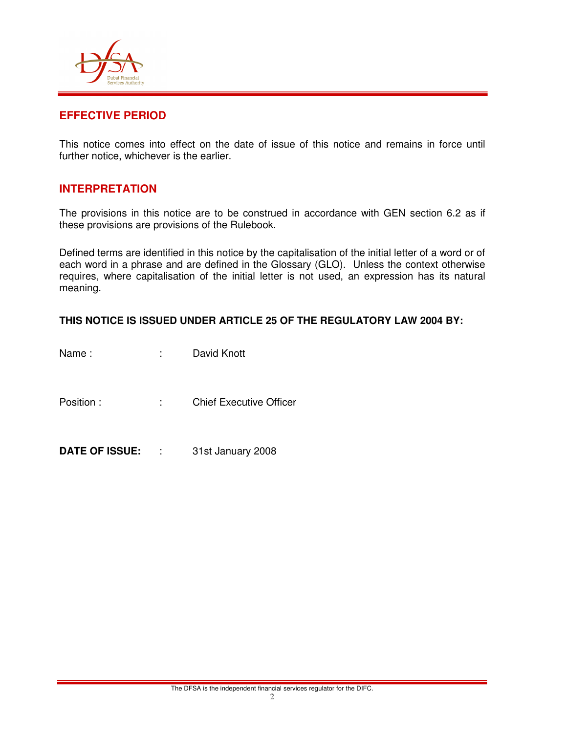## EFFECTIVE PERIOD

This notice comes into effect on the date of issue of this notice and remains in force until further notice, whichever is the earlier.

## INTERPRETATION

The provisions in this notice are to be construed in accordance with GEN section 6.2 as if these provisions are provisions of the Rulebook.

Defined terms are identified in this notice by the capitalisation of the initial letter of a word or of each word in a phrase and are defined in the Glossary (GLO). Unless the context otherwise requires, where capitalisation of the initial letter is not used, an expression has its natural meaning.

**THIS NOTICE IS ISSUED UNDER ARTICLE 25 OF THE REGULATORY LAW 2004 BY:**

Name : : David Knott

Position : : Chief Executive Officer

**DATE OF ISSUE:** : 31st January 2008